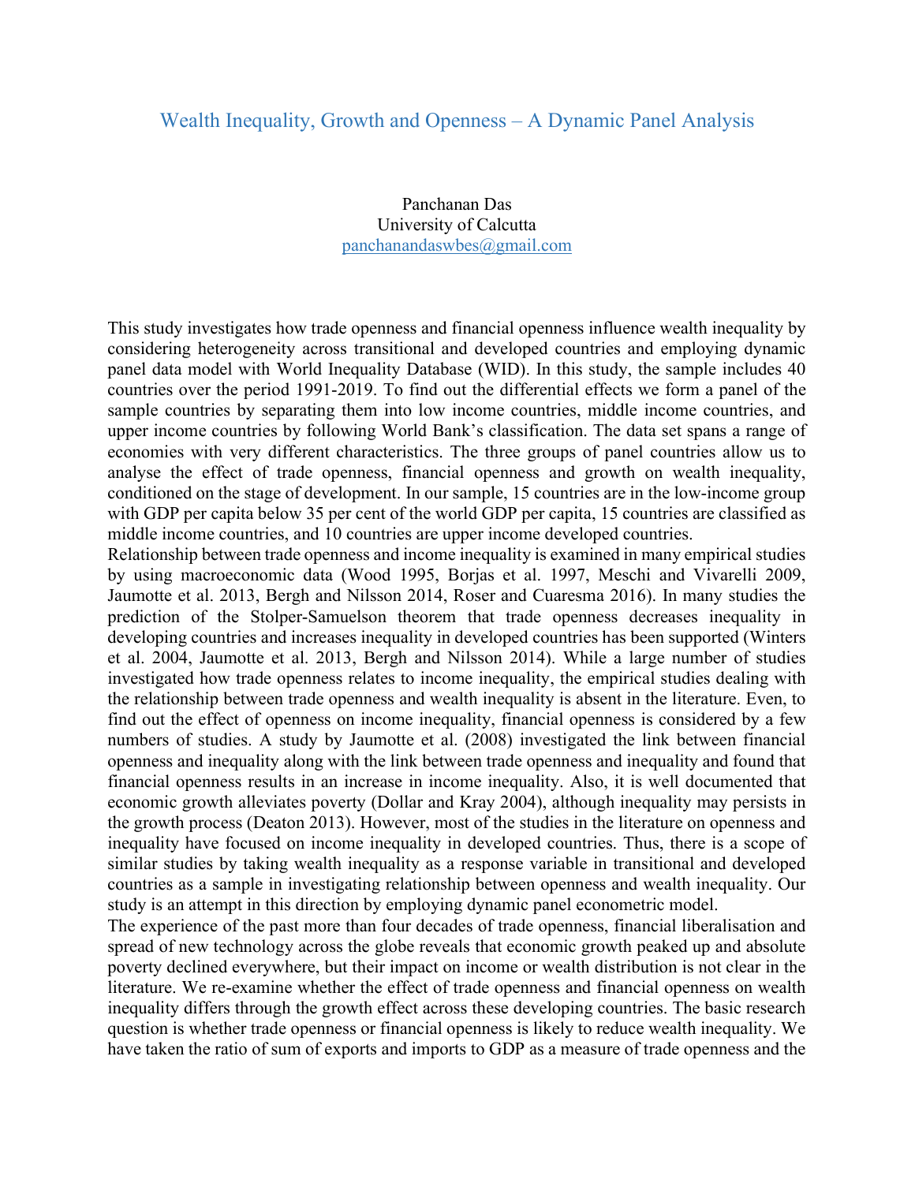# Wealth Inequality, Growth and Openness – A Dynamic Panel Analysis

Panchanan Das
University of Calcutta
panchanandaswbes@gmail.com

This study investigates how trade openness and financial openness influence wealth inequality by considering heterogeneity across transitional and developed countries and employing dynamic panel data model with World Inequality Database (WID). In this study, the sample includes 40 countries over the period 1991-2019. To find out the differential effects we form a panel of the sample countries by separating them into low income countries, middle income countries, and upper income countries by following World Bank's classification. The data set spans a range of economies with very different characteristics. The three groups of panel countries allow us to analyse the effect of trade openness, financial openness and growth on wealth inequality, conditioned on the stage of development. In our sample, 15 countries are in the low-income group with GDP per capita below 35 per cent of the world GDP per capita, 15 countries are classified as middle income countries, and 10 countries are upper income developed countries.

Relationship between trade openness and income inequality is examined in many empirical studies by using macroeconomic data (Wood 1995, Borjas et al. 1997, Meschi and Vivarelli 2009, Jaumotte et al. 2013, Bergh and Nilsson 2014, Roser and Cuaresma 2016). In many studies the prediction of the Stolper-Samuelson theorem that trade openness decreases inequality in developing countries and increases inequality in developed countries has been supported (Winters et al. 2004, Jaumotte et al. 2013, Bergh and Nilsson 2014). While a large number of studies investigated how trade openness relates to income inequality, the empirical studies dealing with the relationship between trade openness and wealth inequality is absent in the literature. Even, to find out the effect of openness on income inequality, financial openness is considered by a few numbers of studies. A study by Jaumotte et al. (2008) investigated the link between financial openness and inequality along with the link between trade openness and inequality and found that financial openness results in an increase in income inequality. Also, it is well documented that economic growth alleviates poverty (Dollar and Kray 2004), although inequality may persists in the growth process (Deaton 2013). However, most of the studies in the literature on openness and inequality have focused on income inequality in developed countries. Thus, there is a scope of similar studies by taking wealth inequality as a response variable in transitional and developed countries as a sample in investigating relationship between openness and wealth inequality. Our study is an attempt in this direction by employing dynamic panel econometric model.

The experience of the past more than four decades of trade openness, financial liberalisation and spread of new technology across the globe reveals that economic growth peaked up and absolute poverty declined everywhere, but their impact on income or wealth distribution is not clear in the literature. We re-examine whether the effect of trade openness and financial openness on wealth inequality differs through the growth effect across these developing countries. The basic research question is whether trade openness or financial openness is likely to reduce wealth inequality. We have taken the ratio of sum of exports and imports to GDP as a measure of trade openness and the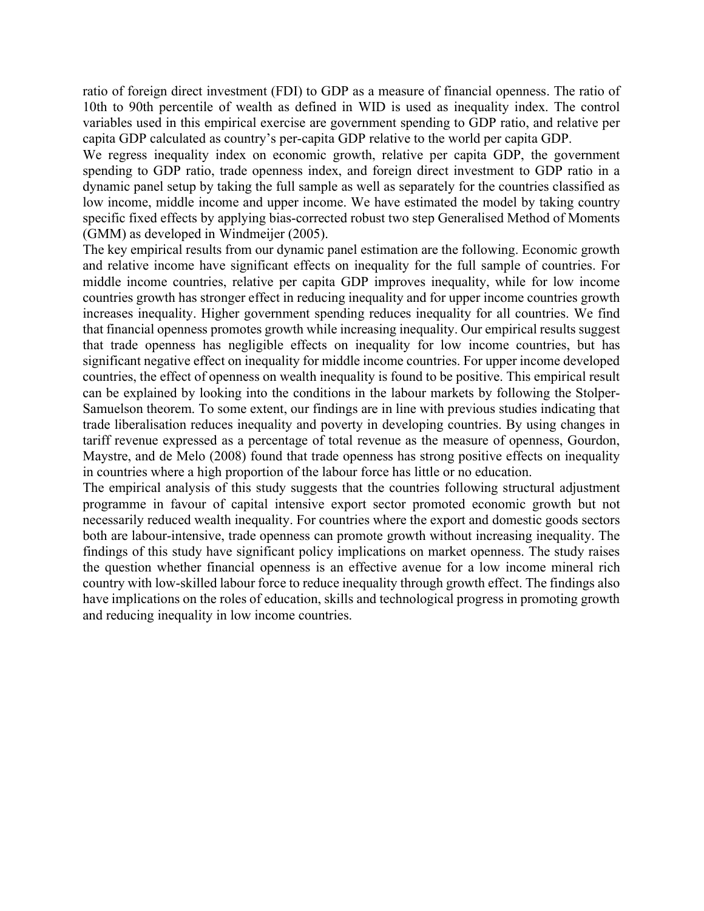ratio of foreign direct investment (FDI) to GDP as a measure of financial openness. The ratio of 10th to 90th percentile of wealth as defined in WID is used as inequality index. The control variables used in this empirical exercise are government spending to GDP ratio, and relative per capita GDP calculated as country's per-capita GDP relative to the world per capita GDP.

We regress inequality index on economic growth, relative per capita GDP, the government spending to GDP ratio, trade openness index, and foreign direct investment to GDP ratio in a dynamic panel setup by taking the full sample as well as separately for the countries classified as low income, middle income and upper income. We have estimated the model by taking country specific fixed effects by applying bias-corrected robust two step Generalised Method of Moments (GMM) as developed in Windmeijer (2005).

The key empirical results from our dynamic panel estimation are the following. Economic growth and relative income have significant effects on inequality for the full sample of countries. For middle income countries, relative per capita GDP improves inequality, while for low income countries growth has stronger effect in reducing inequality and for upper income countries growth increases inequality. Higher government spending reduces inequality for all countries. We find that financial openness promotes growth while increasing inequality. Our empirical results suggest that trade openness has negligible effects on inequality for low income countries, but has significant negative effect on inequality for middle income countries. For upper income developed countries, the effect of openness on wealth inequality is found to be positive. This empirical result can be explained by looking into the conditions in the labour markets by following the Stolper-Samuelson theorem. To some extent, our findings are in line with previous studies indicating that trade liberalisation reduces inequality and poverty in developing countries. By using changes in tariff revenue expressed as a percentage of total revenue as the measure of openness, Gourdon, Maystre, and de Melo (2008) found that trade openness has strong positive effects on inequality in countries where a high proportion of the labour force has little or no education.

The empirical analysis of this study suggests that the countries following structural adjustment programme in favour of capital intensive export sector promoted economic growth but not necessarily reduced wealth inequality. For countries where the export and domestic goods sectors both are labour-intensive, trade openness can promote growth without increasing inequality. The findings of this study have significant policy implications on market openness. The study raises the question whether financial openness is an effective avenue for a low income mineral rich country with low-skilled labour force to reduce inequality through growth effect. The findings also have implications on the roles of education, skills and technological progress in promoting growth and reducing inequality in low income countries.